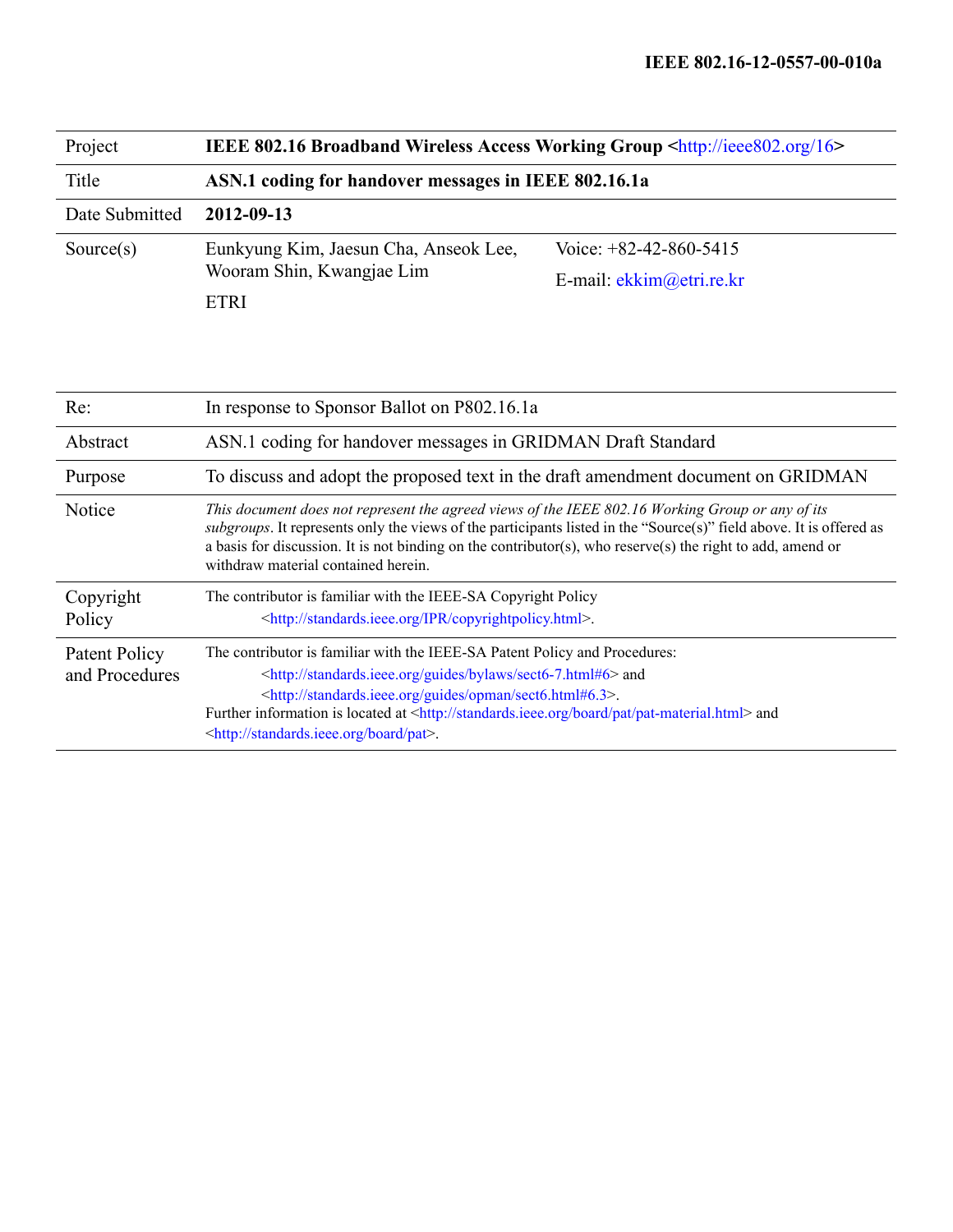**IEEE 802.16-12-0557-00-010a**

| | | |
|---|---|---|
| Project | **IEEE 802.16 Broadband Wireless Access Working Group <http://ieee802.org/16>** | |
| Title | **ASN.1 coding for handover messages in IEEE 802.16.1a** | |
| Date Submitted | **2012-09-13** | |
| Source(s) | Eunkyung Kim, Jaesun Cha, Anseok Lee, Wooram Shin, Kwangjae Lim<br><br>ETRI | Voice: +82-42-860-5415<br><br>E-mail: ekkim@etri.re.kr |
| Re: | In response to Sponsor Ballot on P802.16.1a | |
| Abstract | ASN.1 coding for handover messages in GRIDMAN Draft Standard | |
| Purpose | To discuss and adopt the proposed text in the draft amendment document on GRIDMAN | |
| Notice | *This document does not represent the agreed views of the IEEE 802.16 Working Group or any of its subgroups*. It represents only the views of the participants listed in the "Source(s)" field above. It is offered as a basis for discussion. It is not binding on the contributor(s), who reserve(s) the right to add, amend or withdraw material contained herein. | |
| Copyright Policy | The contributor is familiar with the IEEE-SA Copyright Policy <http://standards.ieee.org/IPR/copyrightpolicy.html>. | |
| Patent Policy and Procedures | The contributor is familiar with the IEEE-SA Patent Policy and Procedures: <http://standards.ieee.org/guides/bylaws/sect6-7.html#6> and <http://standards.ieee.org/guides/opman/sect6.html#6.3>.<br>Further information is located at <http://standards.ieee.org/board/pat/pat-material.html> and <http://standards.ieee.org/board/pat>. | |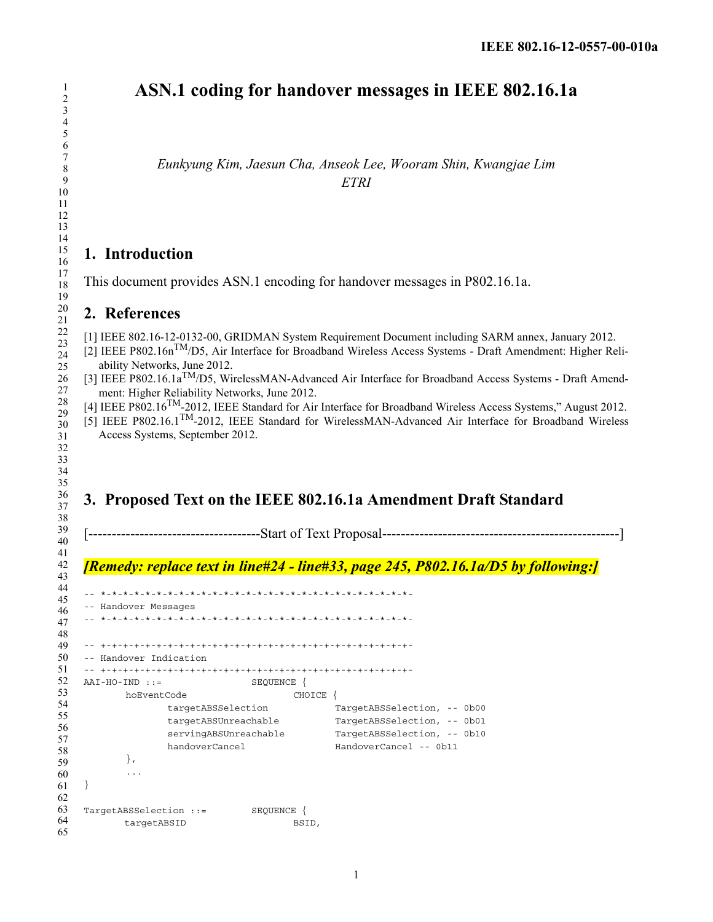# ASN.1 coding for handover messages in IEEE 802.16.1a

*Eunkyung Kim, Jaesun Cha, Anseok Lee, Wooram Shin, Kwangjae Lim*
*ETRI*

## 1. Introduction

This document provides ASN.1 encoding for handover messages in P802.16.1a.

## 2. References

[1] IEEE 802.16-12-0132-00, GRIDMAN System Requirement Document including SARM annex, January 2012.
[2] IEEE P802.16n™/D5, Air Interface for Broadband Wireless Access Systems - Draft Amendment: Higher Reliability Networks, June 2012.
[3] IEEE P802.16.1a™/D5, WirelessMAN-Advanced Air Interface for Broadband Access Systems - Draft Amendment: Higher Reliability Networks, June 2012.
[4] IEEE P802.16™-2012, IEEE Standard for Air Interface for Broadband Wireless Access Systems," August 2012.
[5] IEEE P802.16.1™-2012, IEEE Standard for WirelessMAN-Advanced Air Interface for Broadband Wireless Access Systems, September 2012.

## 3. Proposed Text on the IEEE 802.16.1a Amendment Draft Standard

[-------------------------------------Start of Text Proposal---------------------------------------------------]

***[Remedy: replace text in line#24 - line#33, page 245, P802.16.1a/D5 by following:]***

```
-- *-*-*-*-*-*-*-*-*-*-*-*-*-*-*-*-*-*-*-*-*-*-*-*-*-*-*-*-*-*-
-- Handover Messages
-- *-*-*-*-*-*-*-*-*-*-*-*-*-*-*-*-*-*-*-*-*-*-*-*-*-*-*-*-*-*-

-- +-+-+-+-+-+-+-+-+-+-+-+-+-+-+-+-+-+-+-+-+-+-+-+-+-+-+-+-+-+-
-- Handover Indication
-- +-+-+-+-+-+-+-+-+-+-+-+-+-+-+-+-+-+-+-+-+-+-+-+-+-+-+-+-+-+-
AAI-HO-IND ::=                SEQUENCE {
       hoEventCode                   CHOICE {
              targetABSSelection            TargetABSSelection, -- 0b00
              targetABSUnreachable          TargetABSSelection, -- 0b01
              servingABSUnreachable         TargetABSSelection, -- 0b10
              handoverCancel                HandoverCancel -- 0b11
       },
       ...
}

TargetABSSelection ::=        SEQUENCE {
       targetABSID                   BSID,
```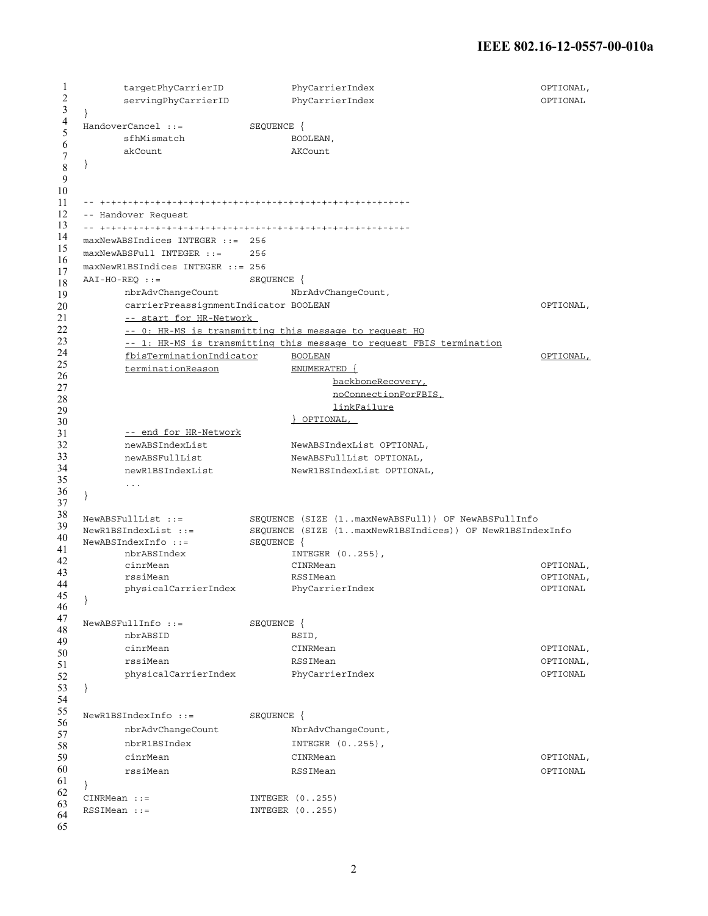```
        targetPhyCarrierID          PhyCarrierIndex                                     OPTIONAL,
        servingPhyCarrierID         PhyCarrierIndex                                     OPTIONAL
}
HandoverCancel ::=              SEQUENCE {
        sfhMismatch                 BOOLEAN,
        akCount                     AKCount
}


-- +-+-+-+-+-+-+-+-+-+-+-+-+-+-+-+-+-+-+-+-+-+-+-+-+-+-+-+-+-+-
-- Handover Request
-- +-+-+-+-+-+-+-+-+-+-+-+-+-+-+-+-+-+-+-+-+-+-+-+-+-+-+-+-+-+-
maxNewABSIndices INTEGER ::=  256
maxNewABSFull INTEGER ::=     256
maxNewR1BSIndices INTEGER ::= 256
AAI-HO-REQ ::=                  SEQUENCE {
        nbrAdvChangeCount           NbrAdvChangeCount,
        carrierPreassignmentIndicator BOOLEAN                                           OPTIONAL,
        -- start for HR-Network
        -- 0: HR-MS is transmitting this message to request HO
        -- 1: HR-MS is transmitting this message to request FBIS termination
        fbisTerminationIndicator    BOOLEAN                                             OPTIONAL,
        terminationReason           ENUMERATED {
                                            backboneRecovery,
                                            noConnectionForFBIS,
                                            linkFailure
                                    } OPTIONAL,
        -- end for HR-Network
        newABSIndexList             NewABSIndexList OPTIONAL,
        newABSFullList              NewABSFullList OPTIONAL,
        newR1BSIndexList            NewR1BSIndexList OPTIONAL,
        ...
}

NewABSFullList ::=              SEQUENCE (SIZE (1..maxNewABSFull)) OF NewABSFullInfo
NewR1BSIndexList ::=            SEQUENCE (SIZE (1..maxNewR1BSIndices)) OF NewR1BSIndexInfo
NewABSIndexInfo ::=             SEQUENCE {
        nbrABSIndex                 INTEGER (0..255),
        cinrMean                    CINRMean                                            OPTIONAL,
        rssiMean                    RSSIMean                                            OPTIONAL,
        physicalCarrierIndex        PhyCarrierIndex                                     OPTIONAL
}

NewABSFullInfo ::=              SEQUENCE {
        nbrABSID                    BSID,
        cinrMean                    CINRMean                                            OPTIONAL,
        rssiMean                    RSSIMean                                            OPTIONAL,
        physicalCarrierIndex        PhyCarrierIndex                                     OPTIONAL
}

NewR1BSIndexInfo ::=            SEQUENCE {
        nbrAdvChangeCount           NbrAdvChangeCount,
        nbrR1BSIndex                INTEGER (0..255),
        cinrMean                    CINRMean                                            OPTIONAL,
        rssiMean                    RSSIMean                                            OPTIONAL
}
CINRMean ::=                    INTEGER (0..255)
RSSIMean ::=                    INTEGER (0..255)
```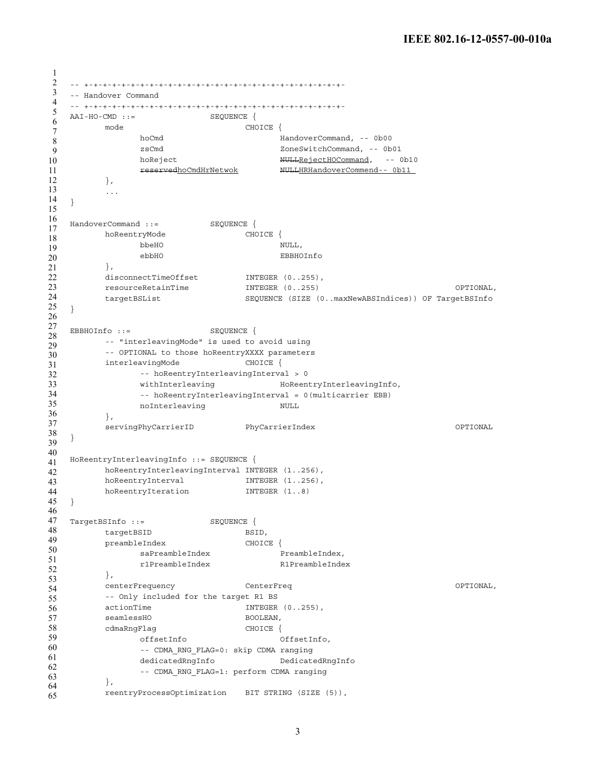```
-- +-+-+-+-+-+-+-+-+-+-+-+-+-+-+-+-+-+-+-+-+-+-+-+-+-+-+-+-+-
-- Handover Command
-- +-+-+-+-+-+-+-+-+-+-+-+-+-+-+-+-+-+-+-+-+-+-+-+-+-+-+-+-+-
AAI-HO-CMD ::=              SEQUENCE {
        mode                        CHOICE {
                hoCmd                       HandoverCommand, -- 0b00
                zsCmd                       ZoneSwitchCommand, -- 0b01
                hoReject                    NULLRejectHOCommand,  -- 0b10
                reservedhoCmdHrNetwok       NULLHRHandoverCommend-- 0b11
        },
        ...
}

HandoverCommand ::=         SEQUENCE {
        hoReentryMode               CHOICE {
                bbeHO                       NULL,
                ebbHO                       EBBHOInfo
        },
        disconnectTimeOffset        INTEGER (0..255),
        resourceRetainTime          INTEGER (0..255)                        OPTIONAL,
        targetBSList                SEQUENCE (SIZE (0..maxNewABSIndices)) OF TargetBSInfo
}

EBBHOInfo ::=               SEQUENCE {
        -- "interleavingMode" is used to avoid using
        -- OPTIONAL to those hoReentryXXXX parameters
        interleavingMode            CHOICE {
                -- hoReentryInterleavingInterval > 0
                withInterleaving            HoReentryInterleavingInfo,
                -- hoReentryInterleavingInterval = 0(multicarrier EBB)
                noInterleaving              NULL
        },
        servingPhyCarrierID         PhyCarrierIndex                         OPTIONAL
}

HoReentryInterleavingInfo ::= SEQUENCE {
        hoReentryInterleavingInterval INTEGER (1..256),
        hoReentryInterval           INTEGER (1..256),
        hoReentryIteration          INTEGER (1..8)
}

TargetBSInfo ::=            SEQUENCE {
        targetBSID                  BSID,
        preambleIndex               CHOICE {
                saPreambleIndex             PreambleIndex,
                r1PreambleIndex             R1PreambleIndex
        },
        centerFrequency             CenterFreq                              OPTIONAL,
        -- Only included for the target R1 BS
        actionTime                  INTEGER (0..255),
        seamlessHO                  BOOLEAN,
        cdmaRngFlag                 CHOICE {
                offsetInfo                  OffsetInfo,
                -- CDMA_RNG_FLAG=0: skip CDMA ranging
                dedicatedRngInfo            DedicatedRngInfo
                -- CDMA_RNG_FLAG=1: perform CDMA ranging
        },
        reentryProcessOptimization  BIT STRING (SIZE (5)),
```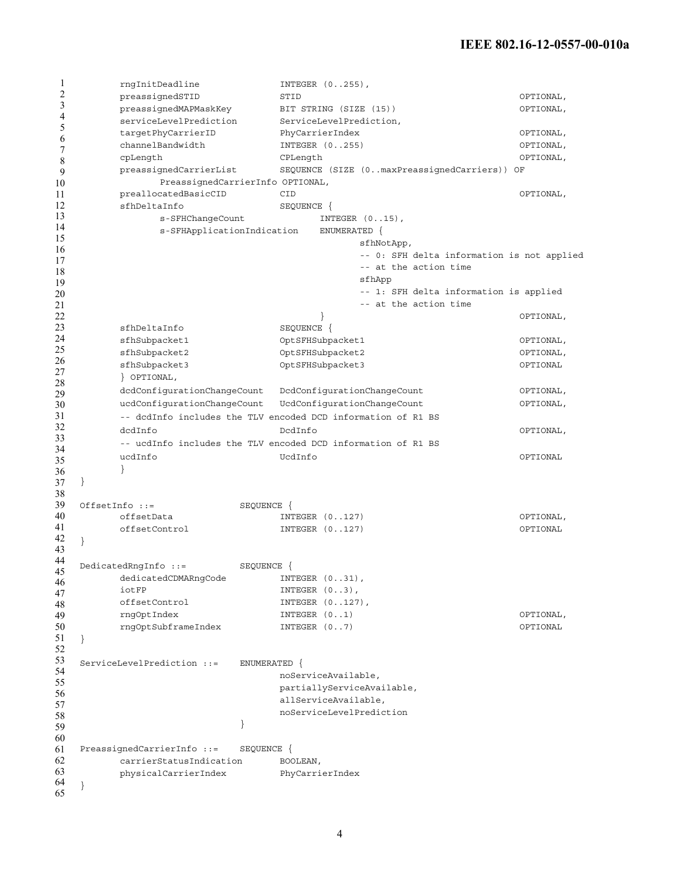```
        rngInitDeadline              INTEGER (0..255),
        preassignedSTID              STID                                          OPTIONAL,
        preassignedMAPMaskKey        BIT STRING (SIZE (15))                        OPTIONAL,
        serviceLevelPrediction       ServiceLevelPrediction,
        targetPhyCarrierID           PhyCarrierIndex                               OPTIONAL,
        channelBandwidth             INTEGER (0..255)                              OPTIONAL,
        cpLength                     CPLength                                      OPTIONAL,
        preassignedCarrierList       SEQUENCE (SIZE (0..maxPreassignedCarriers)) OF
                PreassignedCarrierInfo OPTIONAL,
        preallocatedBasicCID         CID                                           OPTIONAL,
        sfhDeltaInfo                 SEQUENCE {
                s-SFHChangeCount             INTEGER (0..15),
                s-SFHApplicationIndication    ENUMERATED {
                                                    sfhNotApp,
                                                    -- 0: SFH delta information is not applied
                                                    -- at the action time
                                                    sfhApp
                                                    -- 1: SFH delta information is applied
                                                    -- at the action time
                                             }                                     OPTIONAL,
        sfhDeltaInfo                 SEQUENCE {
        sfhSubpacket1                OptSFHSubpacket1                              OPTIONAL,
        sfhSubpacket2                OptSFHSubpacket2                              OPTIONAL,
        sfhSubpacket3                OptSFHSubpacket3                              OPTIONAL
        } OPTIONAL,
        dcdConfigurationChangeCount   DcdConfigurationChangeCount                  OPTIONAL,
        ucdConfigurationChangeCount   UcdConfigurationChangeCount                  OPTIONAL,
        -- dcdInfo includes the TLV encoded DCD information of R1 BS
        dcdInfo                      DcdInfo                                       OPTIONAL,
        -- ucdInfo includes the TLV encoded DCD information of R1 BS
        ucdInfo                      UcdInfo                                       OPTIONAL
        }
}

OffsetInfo ::=               SEQUENCE {
        offsetData                   INTEGER (0..127)                              OPTIONAL,
        offsetControl                INTEGER (0..127)                              OPTIONAL
}

DedicatedRngInfo ::=         SEQUENCE {
        dedicatedCDMARngCode         INTEGER (0..31),
        iotFP                        INTEGER (0..3),
        offsetControl                INTEGER (0..127),
        rngOptIndex                  INTEGER (0..1)                                OPTIONAL,
        rngOptSubframeIndex          INTEGER (0..7)                                OPTIONAL
}

ServiceLevelPrediction ::=   ENUMERATED {
                                     noServiceAvailable,
                                     partiallyServiceAvailable,
                                     allServiceAvailable,
                                     noServiceLevelPrediction
                             }

PreassignedCarrierInfo ::=   SEQUENCE {
        carrierStatusIndication      BOOLEAN,
        physicalCarrierIndex         PhyCarrierIndex
}
```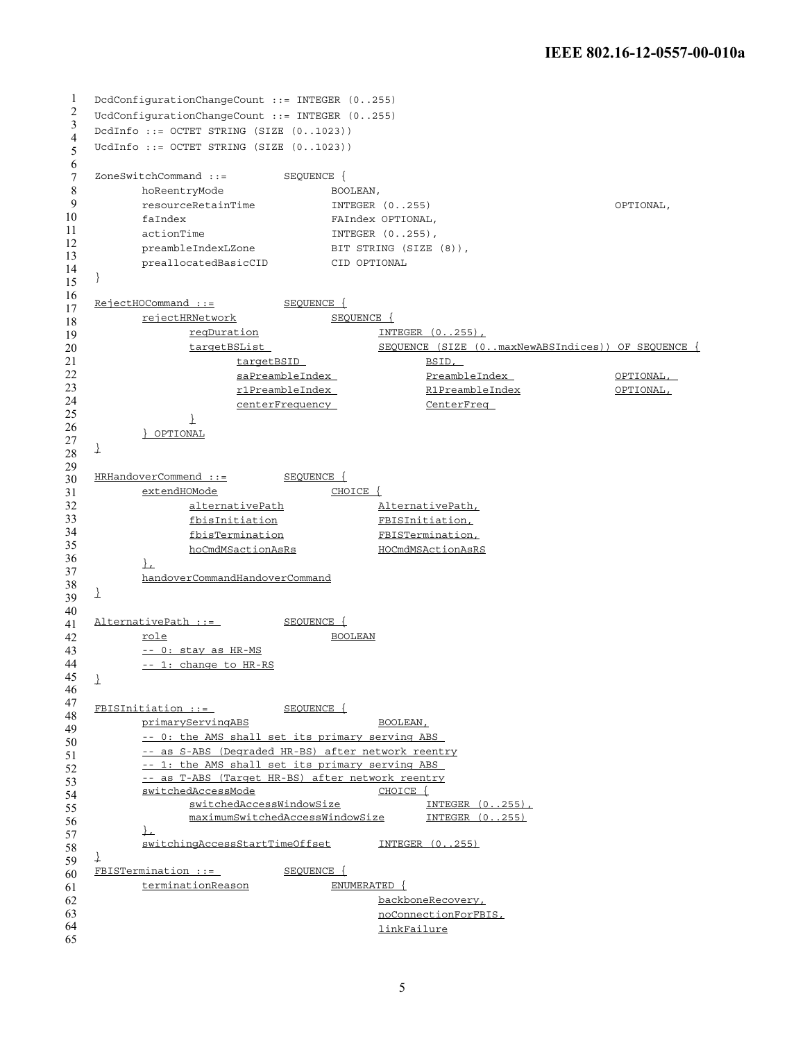```
DcdConfigurationChangeCount ::= INTEGER (0..255)
UcdConfigurationChangeCount ::= INTEGER (0..255)
DcdInfo ::= OCTET STRING (SIZE (0..1023))
UcdInfo ::= OCTET STRING (SIZE (0..1023))

ZoneSwitchCommand ::=         SEQUENCE {
       hoReentryMode                 BOOLEAN,
       resourceRetainTime            INTEGER (0..255)                          OPTIONAL,
       faIndex                       FAIndex OPTIONAL,
       actionTime                    INTEGER (0..255),
       preambleIndexLZone            BIT STRING (SIZE (8)),
       preallocatedBasicCID          CID OPTIONAL
}

RejectHOCommand ::=           SEQUENCE {
       rejectHRNetwork               SEQUENCE {
              reqDuration                   INTEGER (0..255),
              targetBSList                  SEQUENCE (SIZE (0..maxNewABSIndices)) OF SEQUENCE {
                     targetBSID                    BSID,
                     saPreambleIndex               PreambleIndex               OPTIONAL,
                     r1PreambleIndex               R1PreambleIndex             OPTIONAL,
                     centerFrequency               CenterFreq
              }
       } OPTIONAL
}

HRHandoverCommend ::=         SEQUENCE {
       extendHOMode                  CHOICE {
              alternativePath               AlternativePath,
              fbisInitiation                FBISInitiation,
              fbisTermination               FBISTermination,
              hoCmdMSactionAsRs             HOCmdMSActionAsRS
       },
       handoverCommandHandoverCommand
}

AlternativePath ::=           SEQUENCE {
       role                          BOOLEAN
       -- 0: stay as HR-MS
       -- 1: change to HR-RS
}

FBISInitiation ::=            SEQUENCE {
       primaryServingABS                    BOOLEAN,
       -- 0: the AMS shall set its primary serving ABS
       -- as S-ABS (Degraded HR-BS) after network reentry
       -- 1: the AMS shall set its primary serving ABS
       -- as T-ABS (Target HR-BS) after network reentry
       switchedAccessMode                   CHOICE {
              switchedAccessWindowSize             INTEGER (0..255),
              maximumSwitchedAccessWindowSize      INTEGER (0..255)
       },
       switchingAccessStartTimeOffset       INTEGER (0..255)
}
FBISTermination ::=           SEQUENCE {
       terminationReason             ENUMERATED {
                                            backboneRecovery,
                                            noConnectionForFBIS,
                                            linkFailure
```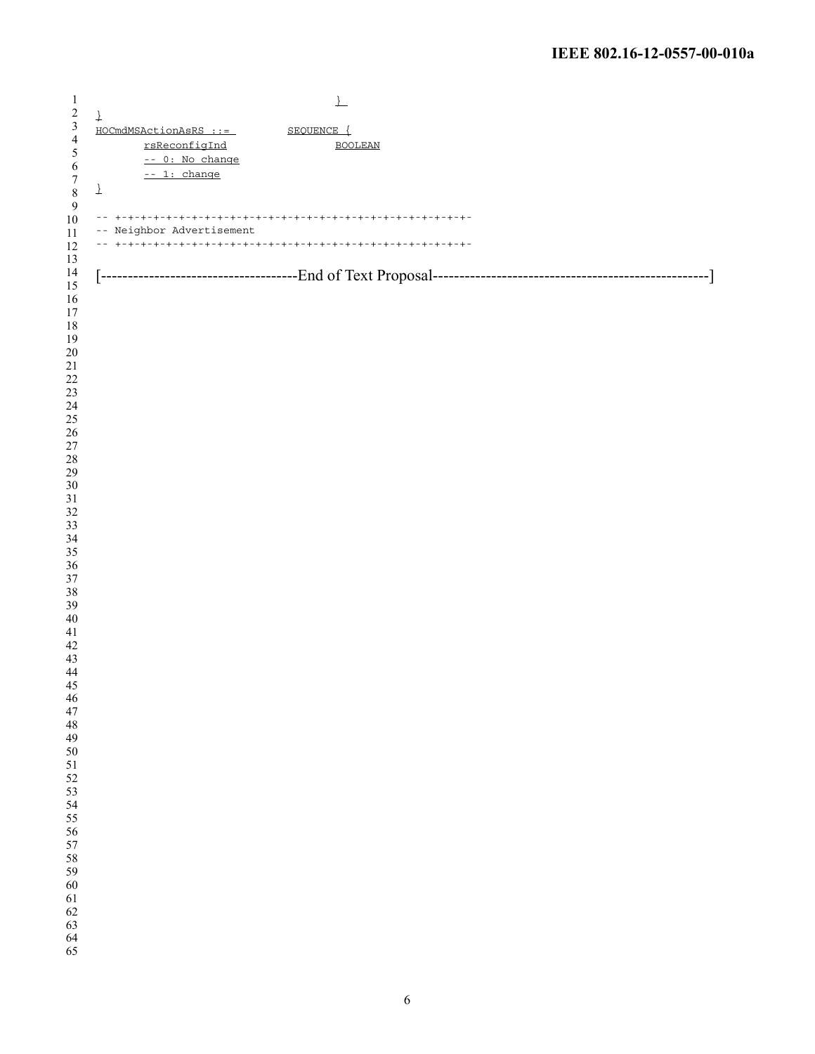```
                                        }
}
HOCmdMSActionAsRS ::=         SEQUENCE {
        rsReconfigInd                   BOOLEAN
        -- 0: No change
        -- 1: change
}

-- +-+-+-+-+-+-+-+-+-+-+-+-+-+-+-+-+-+-+-+-+-+-+-+-+-+-+-+-+-+-+-
-- Neighbor Advertisement
-- +-+-+-+-+-+-+-+-+-+-+-+-+-+-+-+-+-+-+-+-+-+-+-+-+-+-+-+-+-+-+-
```

[------------------------------------End of Text Proposal----------------------------------------------------]